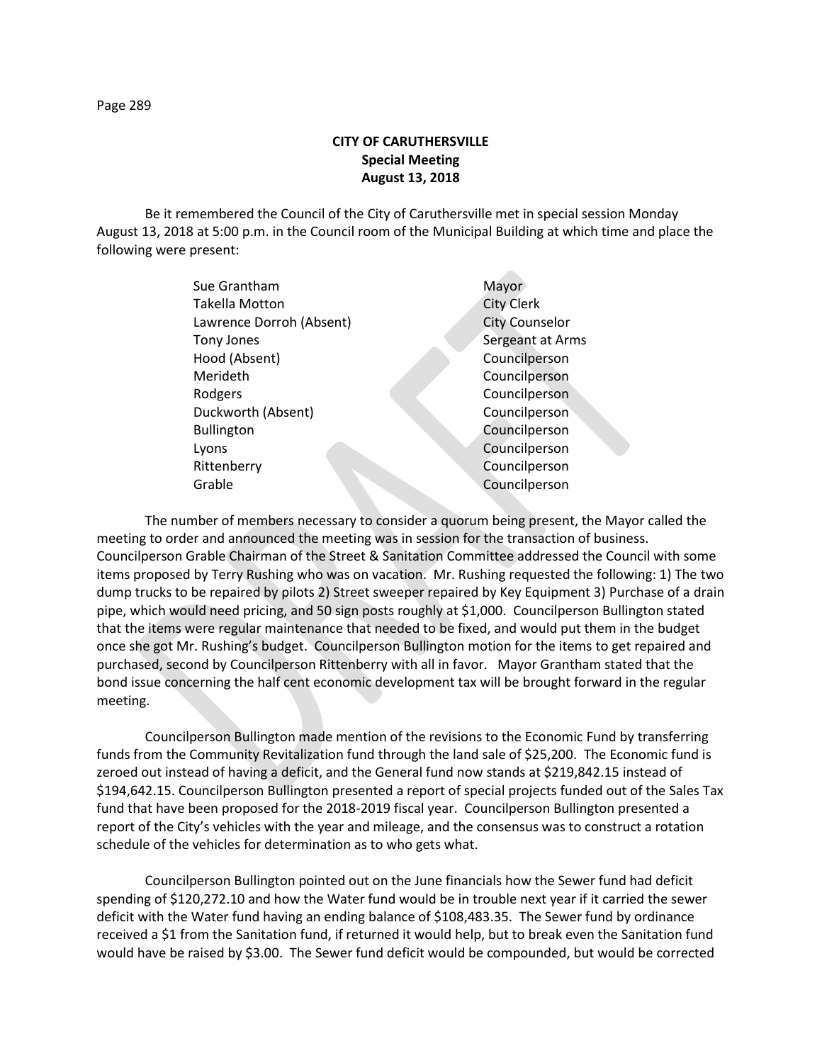**CITY OF CARUTHERSVILLE**
**Special Meeting**
**August 13, 2018**

Be it remembered the Council of the City of Caruthersville met in special session Monday August 13, 2018 at 5:00 p.m. in the Council room of the Municipal Building at which time and place the following were present:

| | |
|---|---|
| Sue Grantham | Mayor |
| Takella Motton | City Clerk |
| Lawrence Dorroh (Absent) | City Counselor |
| Tony Jones | Sergeant at Arms |
| Hood (Absent) | Councilperson |
| Merideth | Councilperson |
| Rodgers | Councilperson |
| Duckworth (Absent) | Councilperson |
| Bullington | Councilperson |
| Lyons | Councilperson |
| Rittenberry | Councilperson |
| Grable | Councilperson |

The number of members necessary to consider a quorum being present, the Mayor called the meeting to order and announced the meeting was in session for the transaction of business. Councilperson Grable Chairman of the Street & Sanitation Committee addressed the Council with some items proposed by Terry Rushing who was on vacation. Mr. Rushing requested the following: 1) The two dump trucks to be repaired by pilots 2) Street sweeper repaired by Key Equipment 3) Purchase of a drain pipe, which would need pricing, and 50 sign posts roughly at $1,000. Councilperson Bullington stated that the items were regular maintenance that needed to be fixed, and would put them in the budget once she got Mr. Rushing's budget. Councilperson Bullington motion for the items to get repaired and purchased, second by Councilperson Rittenberry with all in favor. Mayor Grantham stated that the bond issue concerning the half cent economic development tax will be brought forward in the regular meeting.

Councilperson Bullington made mention of the revisions to the Economic Fund by transferring funds from the Community Revitalization fund through the land sale of $25,200. The Economic fund is zeroed out instead of having a deficit, and the General fund now stands at $219,842.15 instead of $194,642.15. Councilperson Bullington presented a report of special projects funded out of the Sales Tax fund that have been proposed for the 2018-2019 fiscal year. Councilperson Bullington presented a report of the City's vehicles with the year and mileage, and the consensus was to construct a rotation schedule of the vehicles for determination as to who gets what.

Councilperson Bullington pointed out on the June financials how the Sewer fund had deficit spending of $120,272.10 and how the Water fund would be in trouble next year if it carried the sewer deficit with the Water fund having an ending balance of $108,483.35. The Sewer fund by ordinance received a $1 from the Sanitation fund, if returned it would help, but to break even the Sanitation fund would have be raised by $3.00. The Sewer fund deficit would be compounded, but would be corrected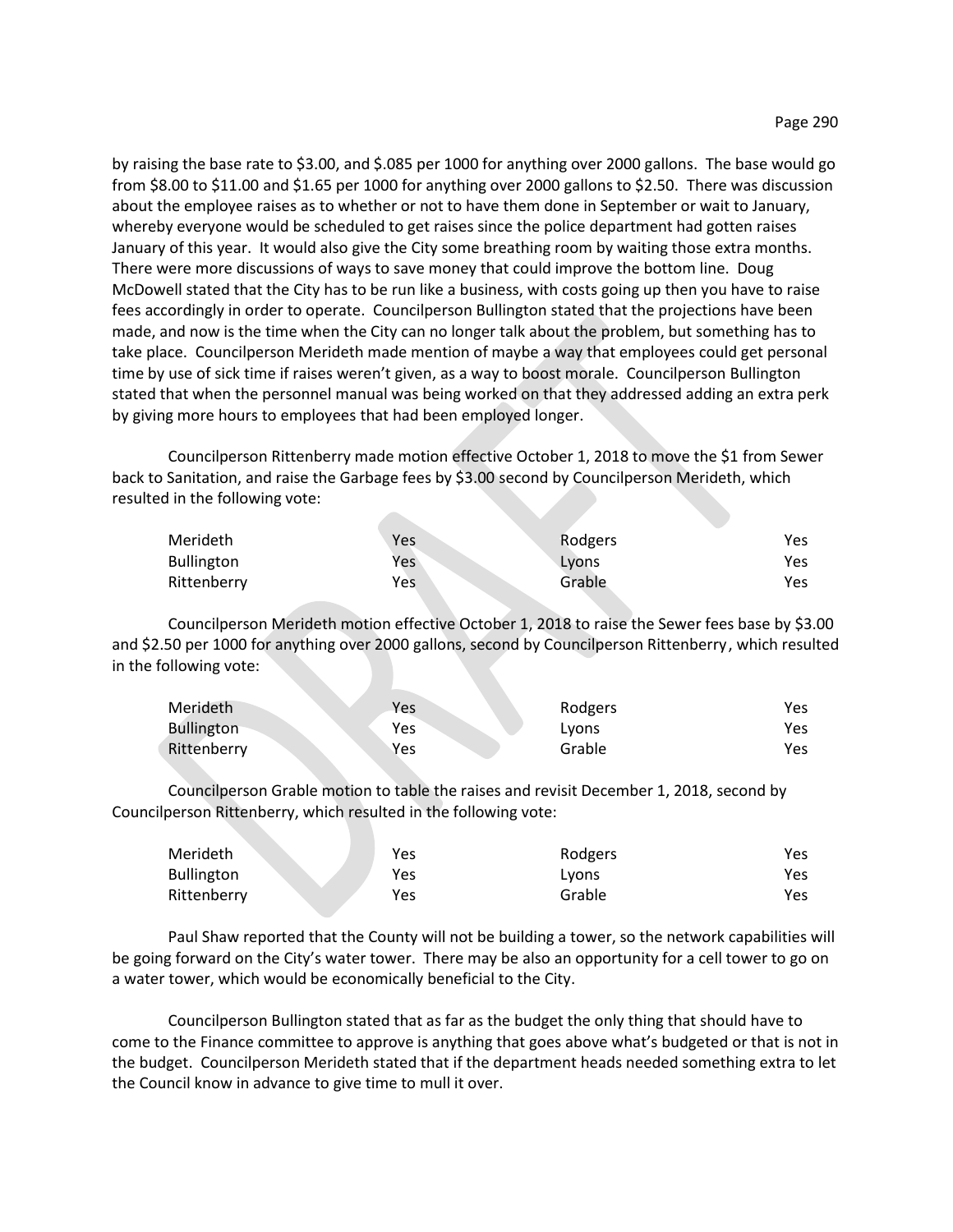by raising the base rate to \$3.00, and \$.085 per 1000 for anything over 2000 gallons. The base would go from \$8.00 to \$11.00 and \$1.65 per 1000 for anything over 2000 gallons to \$2.50. There was discussion about the employee raises as to whether or not to have them done in September or wait to January, whereby everyone would be scheduled to get raises since the police department had gotten raises January of this year. It would also give the City some breathing room by waiting those extra months. There were more discussions of ways to save money that could improve the bottom line. Doug McDowell stated that the City has to be run like a business, with costs going up then you have to raise fees accordingly in order to operate. Councilperson Bullington stated that the projections have been made, and now is the time when the City can no longer talk about the problem, but something has to take place. Councilperson Merideth made mention of maybe a way that employees could get personal time by use of sick time if raises weren't given, as a way to boost morale. Councilperson Bullington stated that when the personnel manual was being worked on that they addressed adding an extra perk by giving more hours to employees that had been employed longer.

Councilperson Rittenberry made motion effective October 1, 2018 to move the \$1 from Sewer back to Sanitation, and raise the Garbage fees by \$3.00 second by Councilperson Merideth, which resulted in the following vote:

| | | | |
|---|---|---|---|
| Merideth | Yes | Rodgers | Yes |
| Bullington | Yes | Lyons | Yes |
| Rittenberry | Yes | Grable | Yes |

Councilperson Merideth motion effective October 1, 2018 to raise the Sewer fees base by \$3.00 and \$2.50 per 1000 for anything over 2000 gallons, second by Councilperson Rittenberry, which resulted in the following vote:

| | | | |
|---|---|---|---|
| Merideth | Yes | Rodgers | Yes |
| Bullington | Yes | Lyons | Yes |
| Rittenberry | Yes | Grable | Yes |

Councilperson Grable motion to table the raises and revisit December 1, 2018, second by Councilperson Rittenberry, which resulted in the following vote:

| | | | |
|---|---|---|---|
| Merideth | Yes | Rodgers | Yes |
| Bullington | Yes | Lyons | Yes |
| Rittenberry | Yes | Grable | Yes |

Paul Shaw reported that the County will not be building a tower, so the network capabilities will be going forward on the City's water tower. There may be also an opportunity for a cell tower to go on a water tower, which would be economically beneficial to the City.

Councilperson Bullington stated that as far as the budget the only thing that should have to come to the Finance committee to approve is anything that goes above what's budgeted or that is not in the budget. Councilperson Merideth stated that if the department heads needed something extra to let the Council know in advance to give time to mull it over.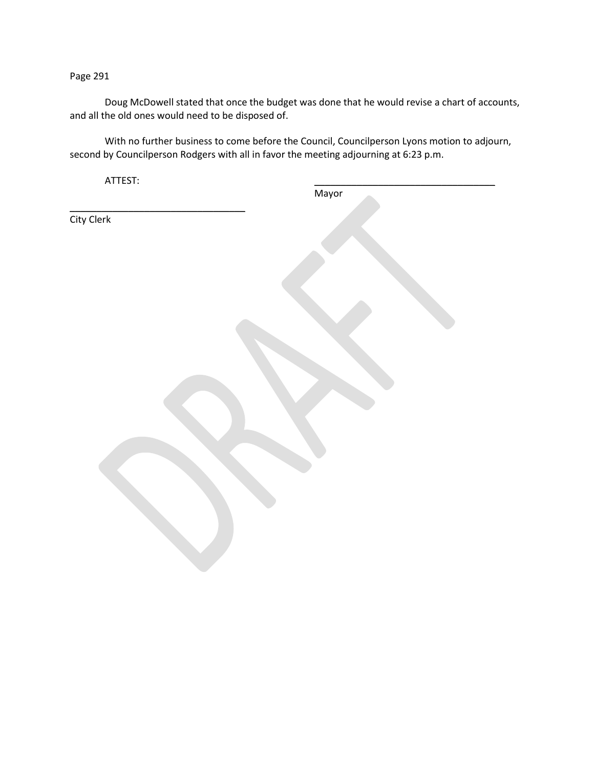Doug McDowell stated that once the budget was done that he would revise a chart of accounts, and all the old ones would need to be disposed of.

With no further business to come before the Council, Councilperson Lyons motion to adjourn, second by Councilperson Rodgers with all in favor the meeting adjourning at 6:23 p.m.

ATTEST:

_________________________________
Mayor

_________________________________
City Clerk